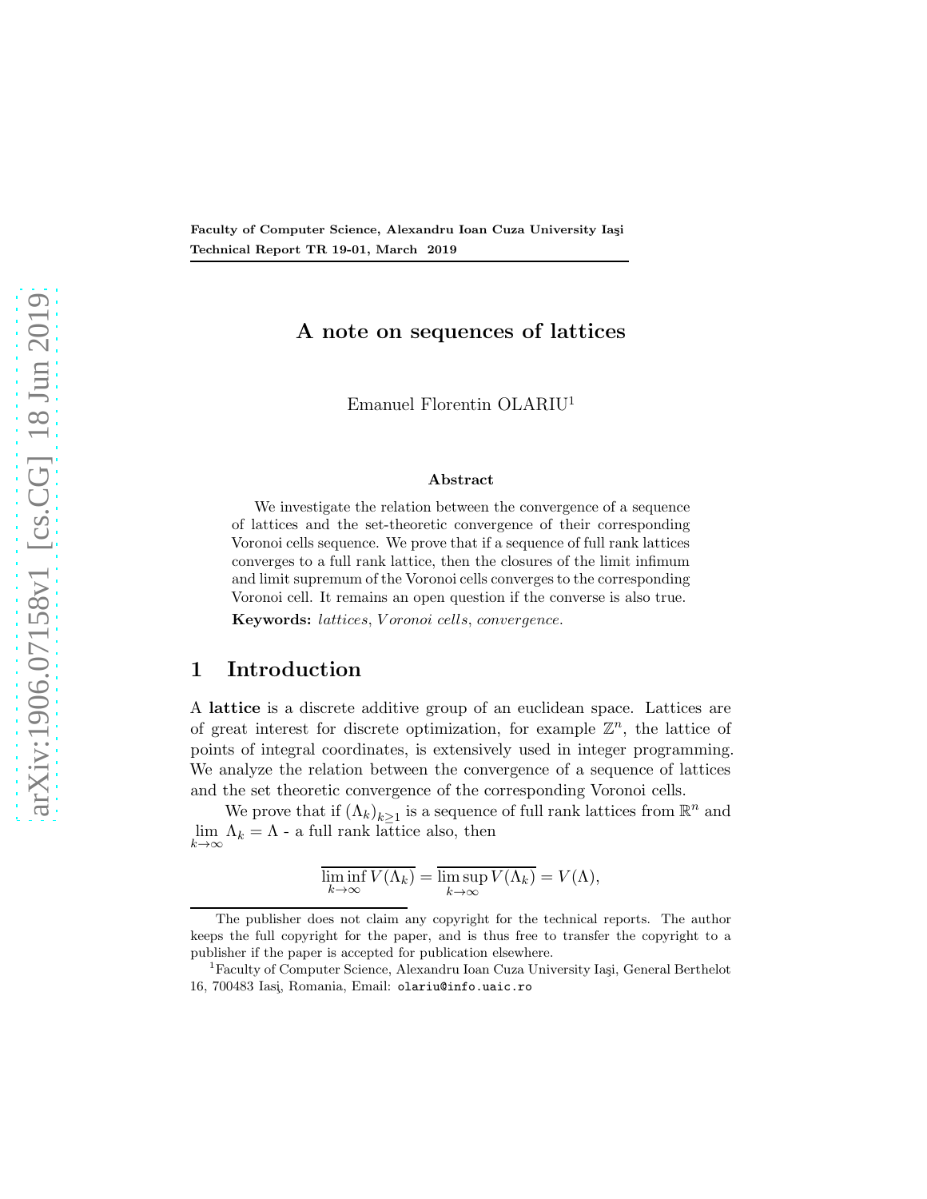**Faculty of Computer Science, Alexandru Ioan Cuza University Iaşi**
**Technical Report TR 19-01, March 2019**

# A note on sequences of lattices

Emanuel Florentin OLARIU[1]

### Abstract

We investigate the relation between the convergence of a sequence of lattices and the set-theoretic convergence of their corresponding Voronoi cells sequence. We prove that if a sequence of full rank lattices converges to a full rank lattice, then the closures of the limit infimum and limit supremum of the Voronoi cells converges to the corresponding Voronoi cell. It remains an open question if the converse is also true.

**Keywords:** *lattices*, *Voronoi cells*, *convergence.*

## 1 Introduction

A **lattice** is a discrete additive group of an euclidean space. Lattices are of great interest for discrete optimization, for example $\mathbb{Z}^n$, the lattice of points of integral coordinates, is extensively used in integer programming. We analyze the relation between the convergence of a sequence of lattices and the set theoretic convergence of the corresponding Voronoi cells.

We prove that if $(\Lambda_k)_{k\geq 1}$ is a sequence of full rank lattices from $\mathbb{R}^n$ and $\lim_{k\to\infty} \Lambda_k = \Lambda$ - a full rank lattice also, then

$$\overline{\liminf_{k\to\infty} V(\Lambda_k)} = \overline{\limsup_{k\to\infty} V(\Lambda_k)} = V(\Lambda),$$

The publisher does not claim any copyright for the technical reports. The author keeps the full copyright for the paper, and is thus free to transfer the copyright to a publisher if the paper is accepted for publication elsewhere.

[1] Faculty of Computer Science, Alexandru Ioan Cuza University Iaşi, General Berthelot 16, 700483 Iaşi, Romania, Email: olariu@info.uaic.ro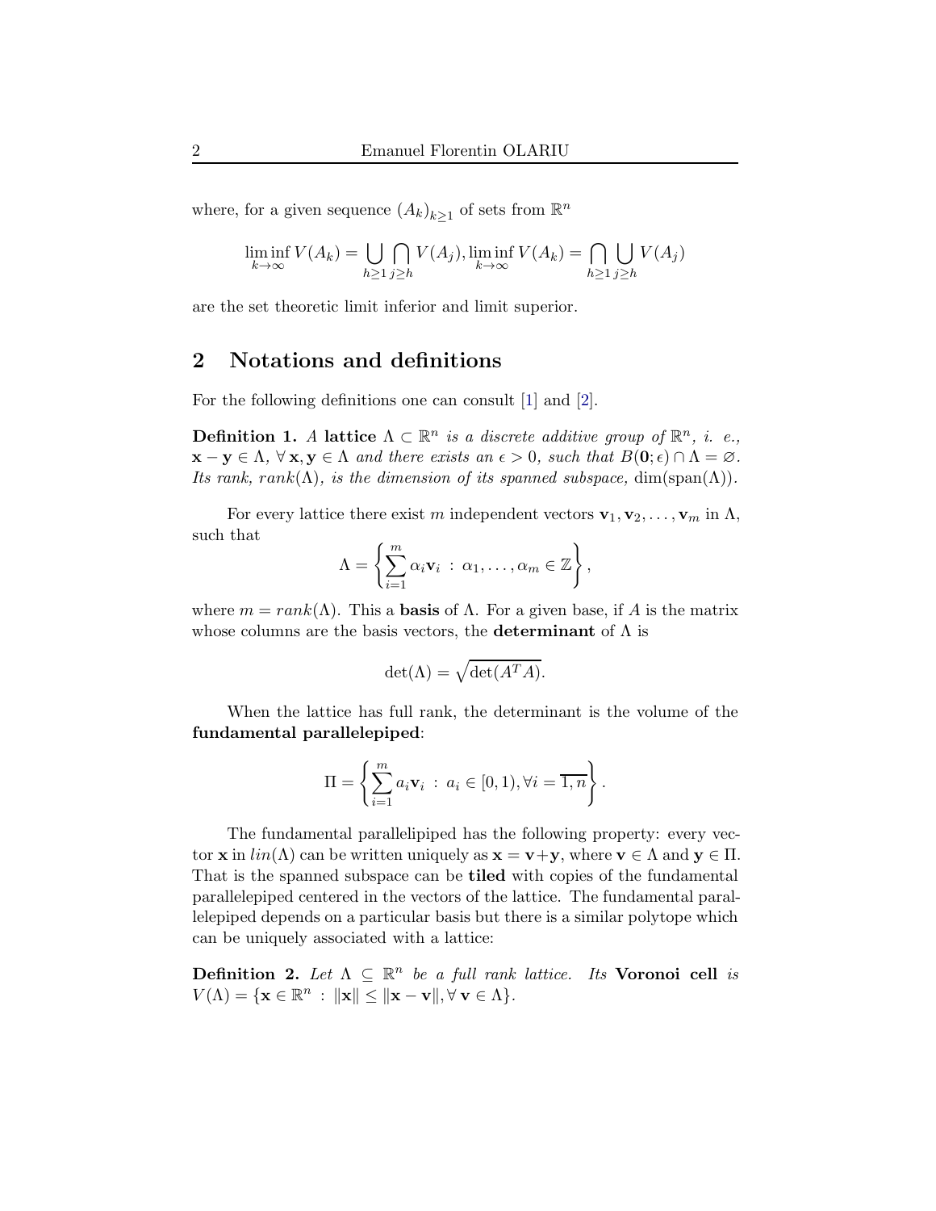where, for a given sequence $(A_k)_{k\geq 1}$ of sets from $\mathbb{R}^n$

$$\liminf_{k\to\infty} V(A_k) = \bigcup_{h\geq 1}\bigcap_{j\geq h} V(A_j), \liminf_{k\to\infty} V(A_k) = \bigcap_{h\geq 1}\bigcup_{j\geq h} V(A_j)$$

are the set theoretic limit inferior and limit superior.

## 2 Notations and definitions

For the following definitions one can consult [1] and [2].

**Definition 1.** *A* **lattice** $\Lambda \subset \mathbb{R}^n$ *is a discrete additive group of* $\mathbb{R}^n$*, i. e.,* $\mathbf{x} - \mathbf{y} \in \Lambda$*,* $\forall\, \mathbf{x}, \mathbf{y} \in \Lambda$ *and there exists an* $\epsilon > 0$*, such that* $B(\mathbf{0}; \epsilon) \cap \Lambda = \varnothing$*. Its rank,* $rank(\Lambda)$*, is the dimension of its spanned subspace,* $\dim(\mathrm{span}(\Lambda))$*.*

For every lattice there exist $m$ independent vectors $\mathbf{v}_1, \mathbf{v}_2, \ldots, \mathbf{v}_m$ in $\Lambda$, such that

$$\Lambda = \left\{ \sum_{i=1}^{m} \alpha_i \mathbf{v}_i \;:\; \alpha_1, \ldots, \alpha_m \in \mathbb{Z} \right\},$$

where $m = rank(\Lambda)$. This a **basis** of $\Lambda$. For a given base, if $A$ is the matrix whose columns are the basis vectors, the **determinant** of $\Lambda$ is

$$\det(\Lambda) = \sqrt{\det(A^T A)}.$$

When the lattice has full rank, the determinant is the volume of the **fundamental parallelepiped**:

$$\Pi = \left\{ \sum_{i=1}^{m} a_i \mathbf{v}_i \;:\; a_i \in [0, 1), \forall i = \overline{1, n} \right\}.$$

The fundamental parallelipiped has the following property: every vector $\mathbf{x}$ in $lin(\Lambda)$ can be written uniquely as $\mathbf{x} = \mathbf{v} + \mathbf{y}$, where $\mathbf{v} \in \Lambda$ and $\mathbf{y} \in \Pi$. That is the spanned subspace can be **tiled** with copies of the fundamental parallelepiped centered in the vectors of the lattice. The fundamental parallelepiped depends on a particular basis but there is a similar polytope which can be uniquely associated with a lattice:

**Definition 2.** *Let* $\Lambda \subseteq \mathbb{R}^n$ *be a full rank lattice. Its* **Voronoi cell** *is* $V(\Lambda) = \{\mathbf{x} \in \mathbb{R}^n \;:\; \|\mathbf{x}\| \leq \|\mathbf{x} - \mathbf{v}\|, \forall\, \mathbf{v} \in \Lambda\}$*.*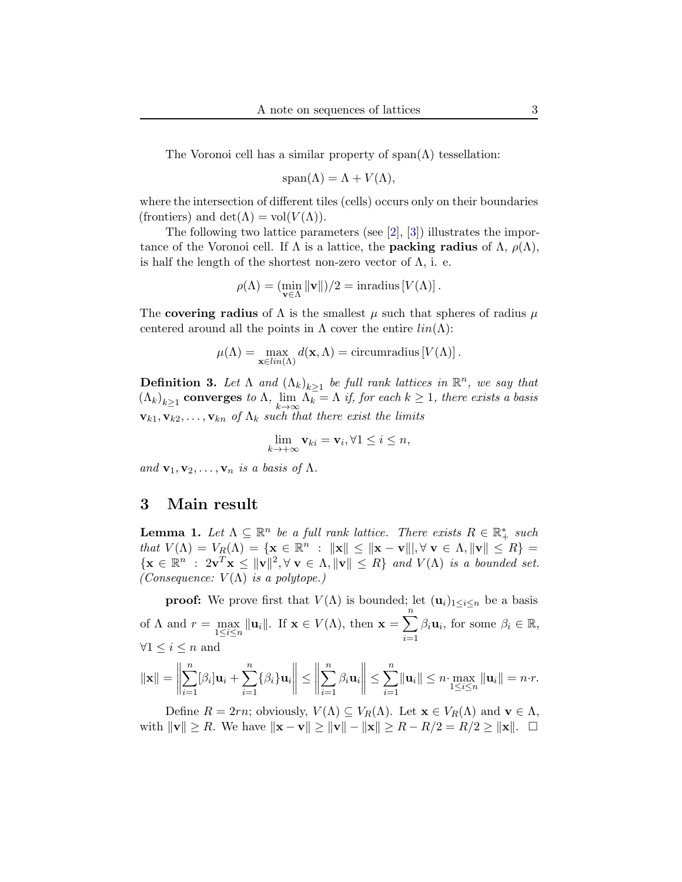The Voronoi cell has a similar property of $\text{span}(\Lambda)$ tessellation:

$$\text{span}(\Lambda) = \Lambda + V(\Lambda),$$

where the intersection of different tiles (cells) occurs only on their boundaries (frontiers) and $\det(\Lambda) = \text{vol}(V(\Lambda))$.

The following two lattice parameters (see [2], [3]) illustrates the importance of the Voronoi cell. If $\Lambda$ is a lattice, the **packing radius** of $\Lambda$, $\rho(\Lambda)$, is half the length of the shortest non-zero vector of $\Lambda$, i. e.

$$\rho(\Lambda) = (\min_{\mathbf{v}\in\Lambda} \|\mathbf{v}\|)/2 = \text{inradius}\left[V(\Lambda)\right].$$

The **covering radius** of $\Lambda$ is the smallest $\mu$ such that spheres of radius $\mu$ centered around all the points in $\Lambda$ cover the entire $lin(\Lambda)$:

$$\mu(\Lambda) = \max_{\mathbf{x}\in lin(\Lambda)} d(\mathbf{x}, \Lambda) = \text{circumradius}\left[V(\Lambda)\right].$$

**Definition 3.** *Let $\Lambda$ and $(\Lambda_k)_{k\geq 1}$ be full rank lattices in $\mathbb{R}^n$, we say that $(\Lambda_k)_{k\geq 1}$* **converges** *to $\Lambda$, $\lim_{k\to\infty} \Lambda_k = \Lambda$ if, for each $k \geq 1$, there exists a basis $\mathbf{v}_{k1}, \mathbf{v}_{k2}, \ldots, \mathbf{v}_{kn}$ of $\Lambda_k$ such that there exist the limits*

$$\lim_{k\to+\infty} \mathbf{v}_{ki} = \mathbf{v}_i, \forall 1 \leq i \leq n,$$

*and $\mathbf{v}_1, \mathbf{v}_2, \ldots, \mathbf{v}_n$ is a basis of $\Lambda$.*

## 3 Main result

**Lemma 1.** *Let $\Lambda \subseteq \mathbb{R}^n$ be a full rank lattice. There exists $R \in \mathbb{R}_+^*$ such that $V(\Lambda) = V_R(\Lambda) = \{\mathbf{x} \in \mathbb{R}^n \ : \ \|\mathbf{x}\| \leq \|\mathbf{x} - \mathbf{v}\||, \forall\, \mathbf{v} \in \Lambda, \|\mathbf{v}\| \leq R\} = \{\mathbf{x} \in \mathbb{R}^n \ : \ 2\mathbf{v}^T\mathbf{x} \leq \|\mathbf{v}\|^2, \forall\, \mathbf{v} \in \Lambda, \|\mathbf{v}\| \leq R\}$ and $V(\Lambda)$ is a bounded set. (Consequence: $V(\Lambda)$ is a polytope.)*

**proof:** We prove first that $V(\Lambda)$ is bounded; let $(\mathbf{u}_i)_{1\leq i\leq n}$ be a basis of $\Lambda$ and $r = \max_{1\leq i\leq n} \|\mathbf{u}_i\|$. If $\mathbf{x} \in V(\Lambda)$, then $\mathbf{x} = \sum_{i=1}^{n} \beta_i \mathbf{u}_i$, for some $\beta_i \in \mathbb{R}$, $\forall 1 \leq i \leq n$ and

$$\|\mathbf{x}\| = \left\|\sum_{i=1}^{n}[\beta_i]\mathbf{u}_i + \sum_{i=1}^{n}\{\beta_i\}\mathbf{u}_i\right\| \leq \left\|\sum_{i=1}^{n}\beta_i\mathbf{u}_i\right\| \leq \sum_{i=1}^{n}\|\mathbf{u}_i\| \leq n\cdot \max_{1\leq i\leq n}\|\mathbf{u}_i\| = n\cdot r.$$

Define $R = 2rn$; obviously, $V(\Lambda) \subseteq V_R(\Lambda)$. Let $\mathbf{x} \in V_R(\Lambda)$ and $\mathbf{v} \in \Lambda$, with $\|\mathbf{v}\| \geq R$. We have $\|\mathbf{x} - \mathbf{v}\| \geq \|\mathbf{v}\| - \|\mathbf{x}\| \geq R - R/2 = R/2 \geq \|\mathbf{x}\|$. $\square$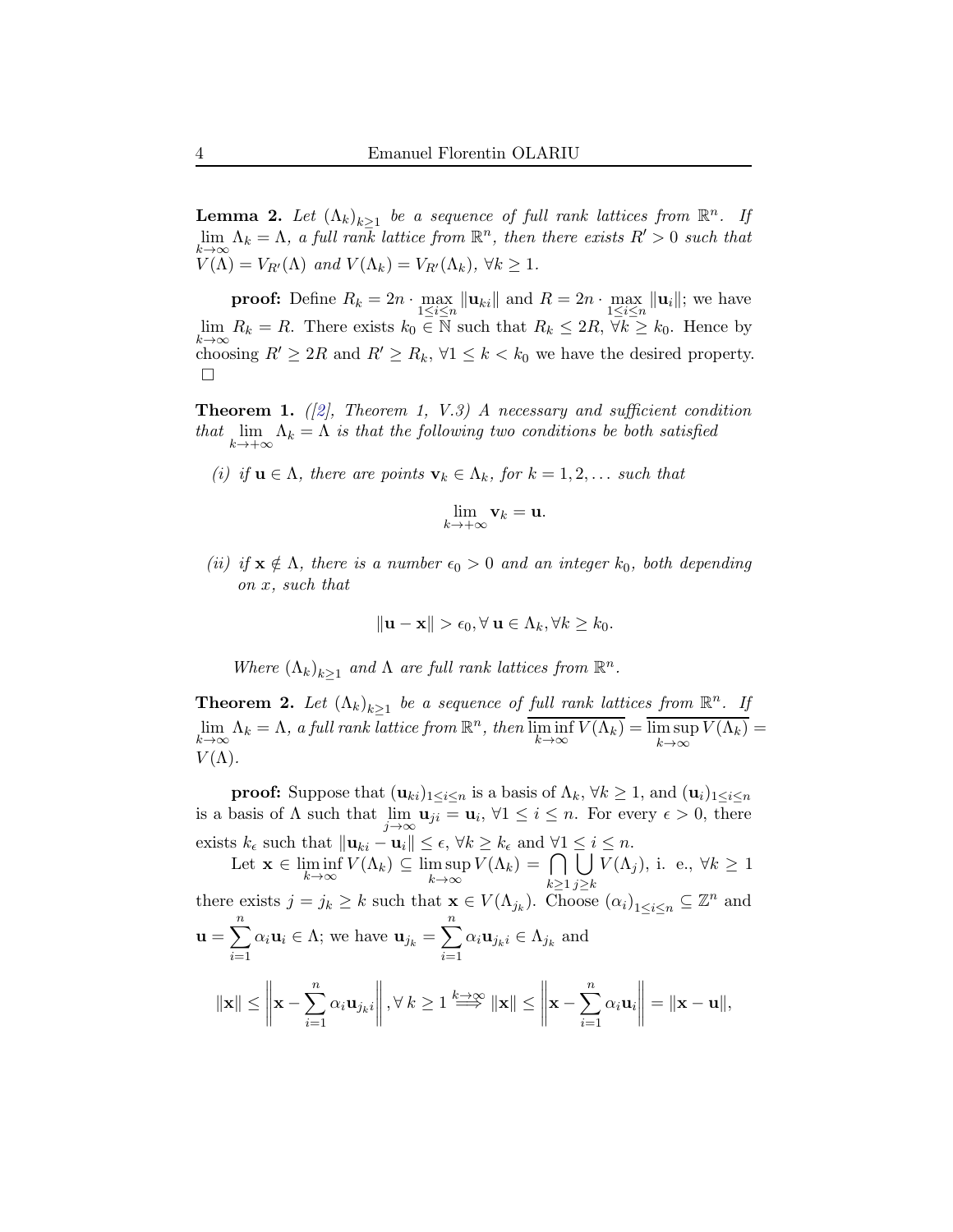**Lemma 2.** *Let $(\Lambda_k)_{k\geq 1}$ be a sequence of full rank lattices from $\mathbb{R}^n$. If $\lim\limits_{k\to\infty} \Lambda_k = \Lambda$, a full rank lattice from $\mathbb{R}^n$, then there exists $R' > 0$ such that $V(\Lambda) = V_{R'}(\Lambda)$ and $V(\Lambda_k) = V_{R'}(\Lambda_k)$, $\forall k \geq 1$.*

**proof:** Define $R_k = 2n \cdot \max\limits_{1\leq i\leq n} \|\mathbf{u}_{ki}\|$ and $R = 2n \cdot \max\limits_{1\leq i\leq n} \|\mathbf{u}_i\|$; we have $\lim\limits_{k\to\infty} R_k = R$. There exists $k_0 \in \mathbb{N}$ such that $R_k \leq 2R$, $\forall k \geq k_0$. Hence by choosing $R' \geq 2R$ and $R' \geq R_k$, $\forall 1 \leq k < k_0$ we have the desired property. $\square$

**Theorem 1.** *([2], Theorem 1, V.3) A necessary and sufficient condition that $\lim\limits_{k\to+\infty} \Lambda_k = \Lambda$ is that the following two conditions be both satisfied*

*(i) if $\mathbf{u} \in \Lambda$, there are points $\mathbf{v}_k \in \Lambda_k$, for $k = 1, 2, \ldots$ such that*

$$\lim_{k\to+\infty} \mathbf{v}_k = \mathbf{u}.$$

*(ii) if $\mathbf{x} \notin \Lambda$, there is a number $\epsilon_0 > 0$ and an integer $k_0$, both depending on $x$, such that*

$$\|\mathbf{u} - \mathbf{x}\| > \epsilon_0, \forall\, \mathbf{u} \in \Lambda_k, \forall k \geq k_0.$$

*Where $(\Lambda_k)_{k\geq 1}$ and $\Lambda$ are full rank lattices from $\mathbb{R}^n$.*

**Theorem 2.** *Let $(\Lambda_k)_{k\geq 1}$ be a sequence of full rank lattices from $\mathbb{R}^n$. If $\lim\limits_{k\to\infty} \Lambda_k = \Lambda$, a full rank lattice from $\mathbb{R}^n$, then $\overline{\liminf\limits_{k\to\infty} V(\Lambda_k)} = \overline{\limsup\limits_{k\to\infty} V(\Lambda_k)} = V(\Lambda)$.*

**proof:** Suppose that $(\mathbf{u}_{ki})_{1\leq i\leq n}$ is a basis of $\Lambda_k$, $\forall k \geq 1$, and $(\mathbf{u}_i)_{1\leq i\leq n}$ is a basis of $\Lambda$ such that $\lim\limits_{j\to\infty} \mathbf{u}_{ji} = \mathbf{u}_i$, $\forall 1 \leq i \leq n$. For every $\epsilon > 0$, there exists $k_\epsilon$ such that $\|\mathbf{u}_{ki} - \mathbf{u}_i\| \leq \epsilon$, $\forall k \geq k_\epsilon$ and $\forall 1 \leq i \leq n$.

Let $\mathbf{x} \in \liminf\limits_{k\to\infty} V(\Lambda_k) \subseteq \limsup\limits_{k\to\infty} V(\Lambda_k) = \bigcap\limits_{k\geq 1} \bigcup\limits_{j\geq k} V(\Lambda_j)$, i. e., $\forall k \geq 1$ there exists $j = j_k \geq k$ such that $\mathbf{x} \in V(\Lambda_{j_k})$. Choose $(\alpha_i)_{1\leq i\leq n} \subseteq \mathbb{Z}^n$ and $\mathbf{u} = \sum\limits_{i=1}^{n} \alpha_i \mathbf{u}_i \in \Lambda$; we have $\mathbf{u}_{j_k} = \sum\limits_{i=1}^{n} \alpha_i \mathbf{u}_{j_k i} \in \Lambda_{j_k}$ and

$$\|\mathbf{x}\| \leq \left\| \mathbf{x} - \sum_{i=1}^{n} \alpha_i \mathbf{u}_{j_k i} \right\|, \forall\, k \geq 1 \overset{k\to\infty}{\Longrightarrow} \|\mathbf{x}\| \leq \left\| \mathbf{x} - \sum_{i=1}^{n} \alpha_i \mathbf{u}_i \right\| = \|\mathbf{x} - \mathbf{u}\|,$$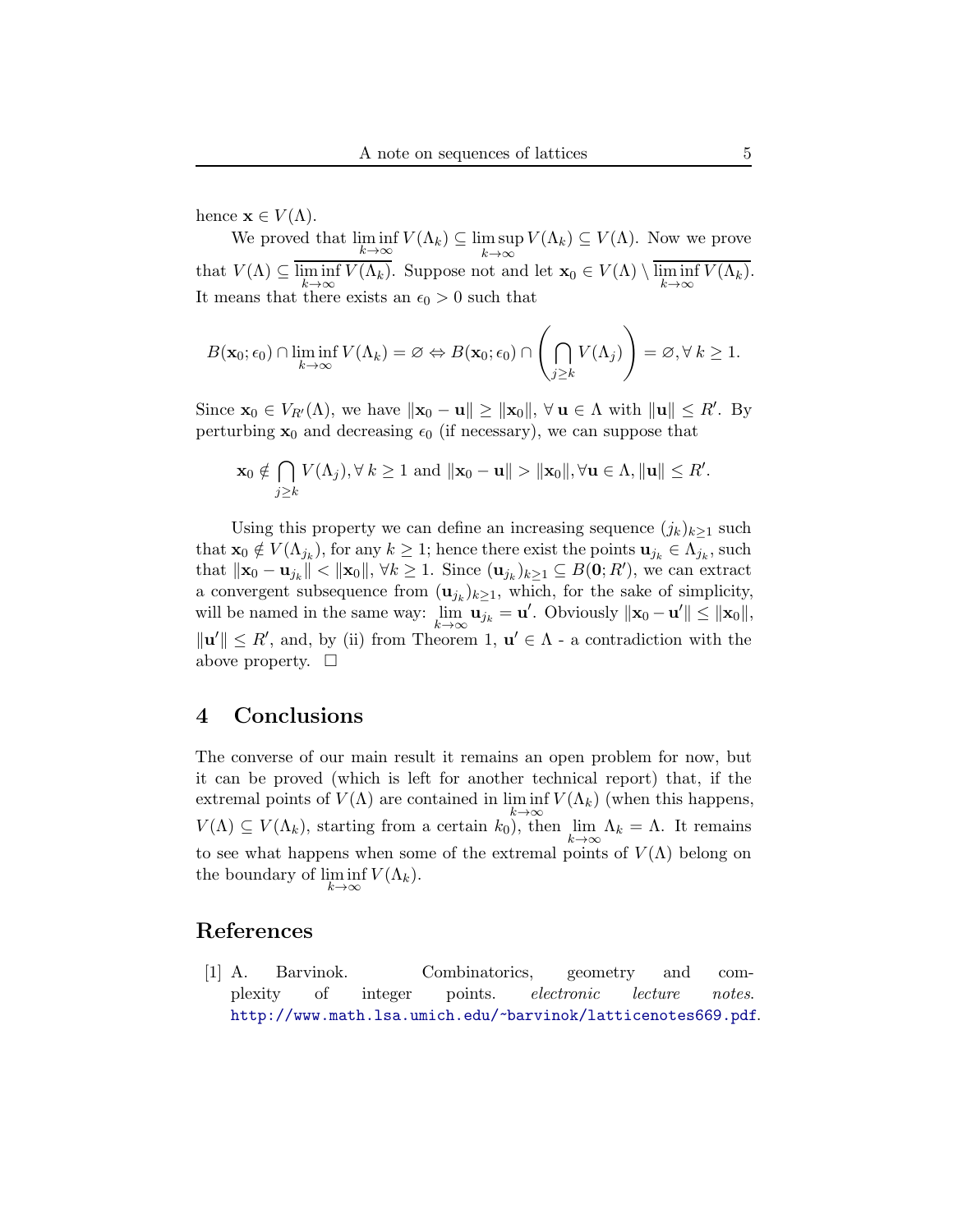hence $\mathbf{x} \in V(\Lambda)$.

We proved that $\liminf_{k\to\infty} V(\Lambda_k) \subseteq \limsup_{k\to\infty} V(\Lambda_k) \subseteq V(\Lambda)$. Now we prove that $V(\Lambda) \subseteq \overline{\liminf_{k\to\infty} V(\Lambda_k)}$. Suppose not and let $\mathbf{x}_0 \in V(\Lambda) \setminus \overline{\liminf_{k\to\infty} V(\Lambda_k)}$. It means that there exists an $\epsilon_0 > 0$ such that

$$B(\mathbf{x}_0; \epsilon_0) \cap \liminf_{k\to\infty} V(\Lambda_k) = \varnothing \Leftrightarrow B(\mathbf{x}_0; \epsilon_0) \cap \left( \bigcap_{j \geq k} V(\Lambda_j) \right) = \varnothing, \forall\, k \geq 1.$$

Since $\mathbf{x}_0 \in V_{R'}(\Lambda)$, we have $\|\mathbf{x}_0 - \mathbf{u}\| \geq \|\mathbf{x}_0\|$, $\forall\, \mathbf{u} \in \Lambda$ with $\|\mathbf{u}\| \leq R'$. By perturbing $\mathbf{x}_0$ and decreasing $\epsilon_0$ (if necessary), we can suppose that

$$\mathbf{x}_0 \notin \bigcap_{j \geq k} V(\Lambda_j), \forall\, k \geq 1 \text{ and } \|\mathbf{x}_0 - \mathbf{u}\| > \|\mathbf{x}_0\|, \forall \mathbf{u} \in \Lambda, \|\mathbf{u}\| \leq R'.$$

Using this property we can define an increasing sequence $(j_k)_{k\geq 1}$ such that $\mathbf{x}_0 \notin V(\Lambda_{j_k})$, for any $k \geq 1$; hence there exist the points $\mathbf{u}_{j_k} \in \Lambda_{j_k}$, such that $\|\mathbf{x}_0 - \mathbf{u}_{j_k}\| < \|\mathbf{x}_0\|$, $\forall k \geq 1$. Since $(\mathbf{u}_{j_k})_{k\geq 1} \subseteq B(\mathbf{0}; R')$, we can extract a convergent subsequence from $(\mathbf{u}_{j_k})_{k\geq 1}$, which, for the sake of simplicity, will be named in the same way: $\lim_{k\to\infty} \mathbf{u}_{j_k} = \mathbf{u}'$. Obviously $\|\mathbf{x}_0 - \mathbf{u}'\| \leq \|\mathbf{x}_0\|$, $\|\mathbf{u}'\| \leq R'$, and, by (ii) from Theorem 1, $\mathbf{u}' \in \Lambda$ - a contradiction with the above property. $\square$

## 4 Conclusions

The converse of our main result it remains an open problem for now, but it can be proved (which is left for another technical report) that, if the extremal points of $V(\Lambda)$ are contained in $\liminf_{k\to\infty} V(\Lambda_k)$ (when this happens, $V(\Lambda) \subseteq V(\Lambda_k)$, starting from a certain $k_0$), then $\lim_{k\to\infty} \Lambda_k = \Lambda$. It remains to see what happens when some of the extremal points of $V(\Lambda)$ belong on the boundary of $\liminf_{k\to\infty} V(\Lambda_k)$.

## References

[1] A. Barvinok. Combinatorics, geometry and complexity of integer points. *electronic lecture notes*. http://www.math.lsa.umich.edu/~barvinok/latticenotes669.pdf.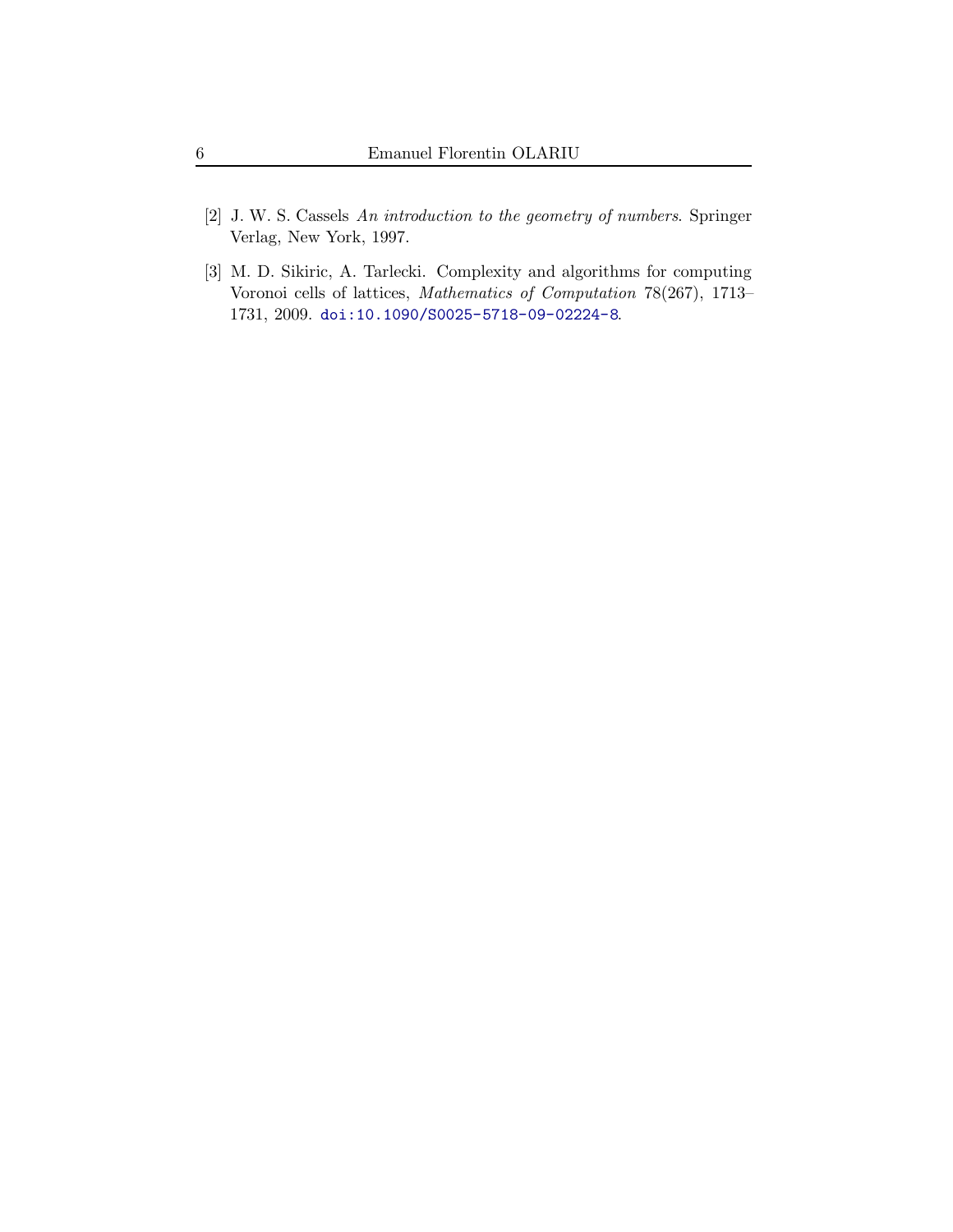[2] J. W. S. Cassels *An introduction to the geometry of numbers*. Springer Verlag, New York, 1997.

[3] M. D. Sikiric, A. Tarlecki. Complexity and algorithms for computing Voronoi cells of lattices, *Mathematics of Computation* 78(267), 1713–1731, 2009. doi:10.1090/S0025-5718-09-02224-8.